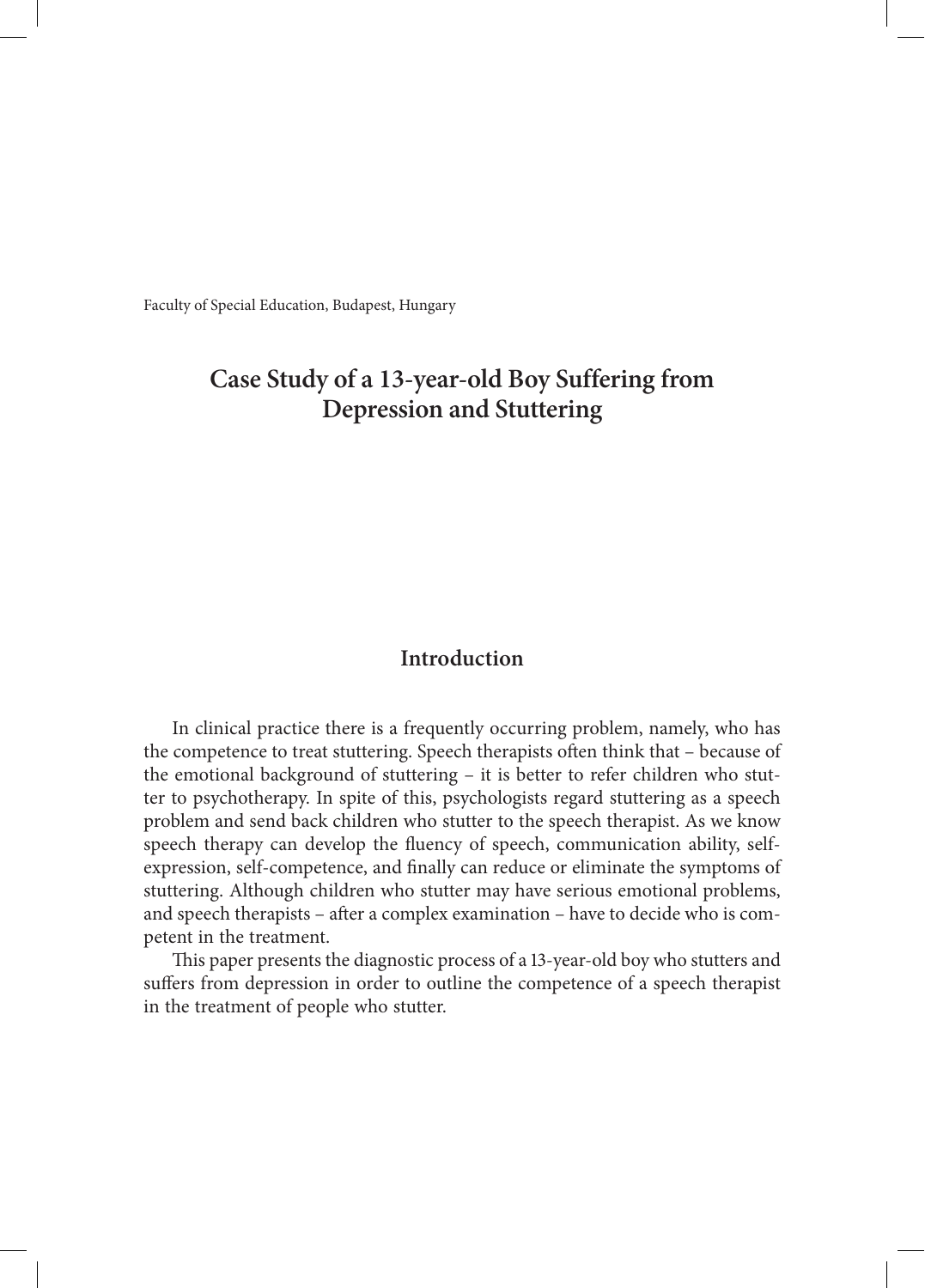Faculty of Special Education, Budapest, Hungary

# Case Study of a 13-year-old Boy Suffering from Depression and Stuttering

## Introduction

In clinical practice there is a frequently occurring problem, namely, who has the competence to treat stuttering. Speech therapists often think that – because of the emotional background of stuttering – it is better to refer children who stutter to psychotherapy. In spite of this, psychologists regard stuttering as a speech problem and send back children who stutter to the speech therapist. As we know speech therapy can develop the fluency of speech, communication ability, self-expression, self-competence, and finally can reduce or eliminate the symptoms of stuttering. Although children who stutter may have serious emotional problems, and speech therapists – after a complex examination – have to decide who is competent in the treatment.

This paper presents the diagnostic process of a 13-year-old boy who stutters and suffers from depression in order to outline the competence of a speech therapist in the treatment of people who stutter.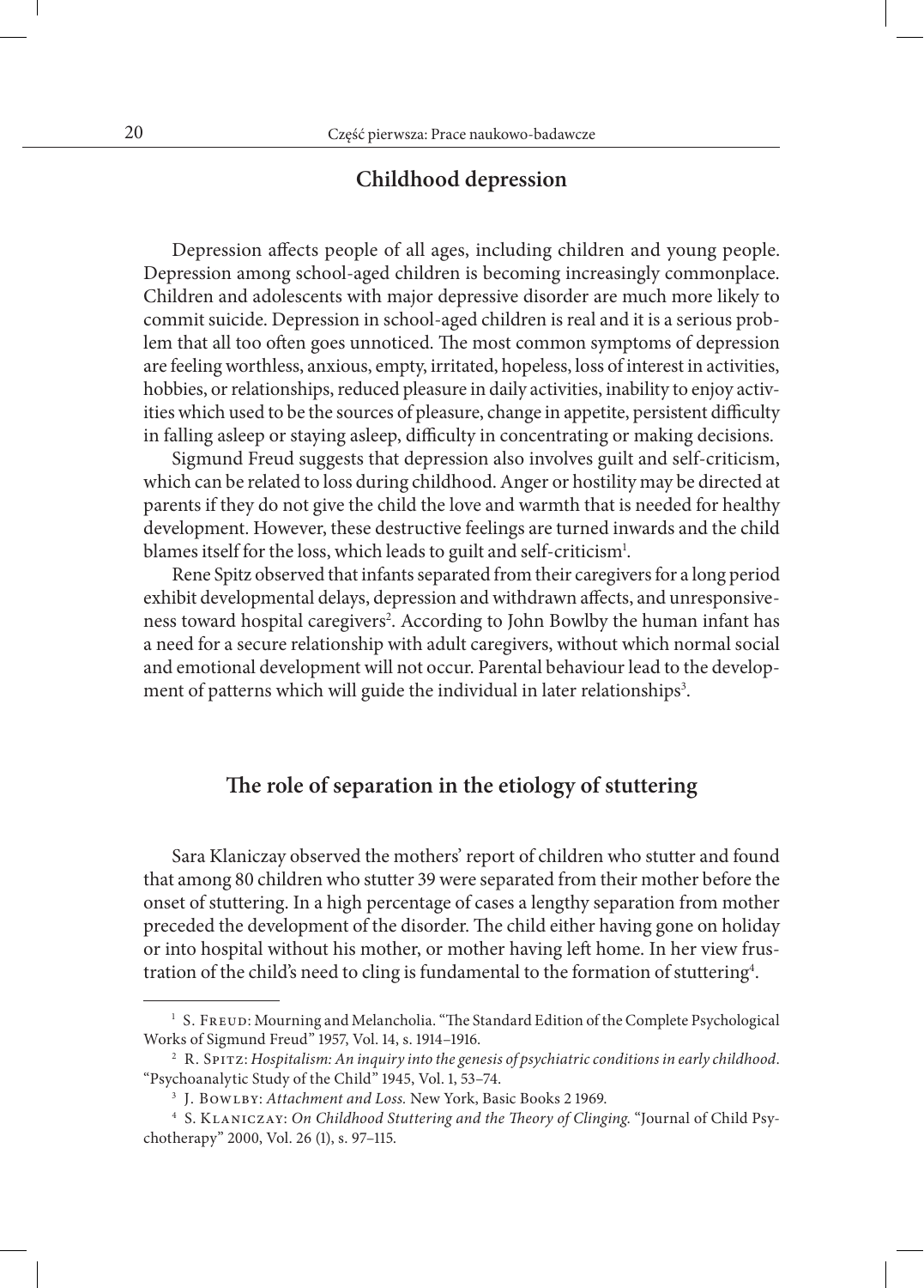## Childhood depression

Depression affects people of all ages, including children and young people. Depression among school-aged children is becoming increasingly commonplace. Children and adolescents with major depressive disorder are much more likely to commit suicide. Depression in school-aged children is real and it is a serious problem that all too often goes unnoticed. The most common symptoms of depression are feeling worthless, anxious, empty, irritated, hopeless, loss of interest in activities, hobbies, or relationships, reduced pleasure in daily activities, inability to enjoy activities which used to be the sources of pleasure, change in appetite, persistent difficulty in falling asleep or staying asleep, difficulty in concentrating or making decisions.

Sigmund Freud suggests that depression also involves guilt and self-criticism, which can be related to loss during childhood. Anger or hostility may be directed at parents if they do not give the child the love and warmth that is needed for healthy development. However, these destructive feelings are turned inwards and the child blames itself for the loss, which leads to guilt and self-criticism[1].

Rene Spitz observed that infants separated from their caregivers for a long period exhibit developmental delays, depression and withdrawn affects, and unresponsiveness toward hospital caregivers[2]. According to John Bowlby the human infant has a need for a secure relationship with adult caregivers, without which normal social and emotional development will not occur. Parental behaviour lead to the development of patterns which will guide the individual in later relationships[3].

## The role of separation in the etiology of stuttering

Sara Klaniczay observed the mothers' report of children who stutter and found that among 80 children who stutter 39 were separated from their mother before the onset of stuttering. In a high percentage of cases a lengthy separation from mother preceded the development of the disorder. The child either having gone on holiday or into hospital without his mother, or mother having left home. In her view frustration of the child's need to cling is fundamental to the formation of stuttering[4].

---

[1] S. Freud: Mourning and Melancholia. "The Standard Edition of the Complete Psychological Works of Sigmund Freud" 1957, Vol. 14, s. 1914–1916.

[2] R. Spitz: *Hospitalism: An inquiry into the genesis of psychiatric conditions in early childhood*. "Psychoanalytic Study of the Child" 1945, Vol. 1, 53–74.

[3] J. Bowlby: *Attachment and Loss.* New York, Basic Books 2 1969.

[4] S. Klaniczay: *On Childhood Stuttering and the Theory of Clinging.* "Journal of Child Psychotherapy" 2000, Vol. 26 (1), s. 97–115.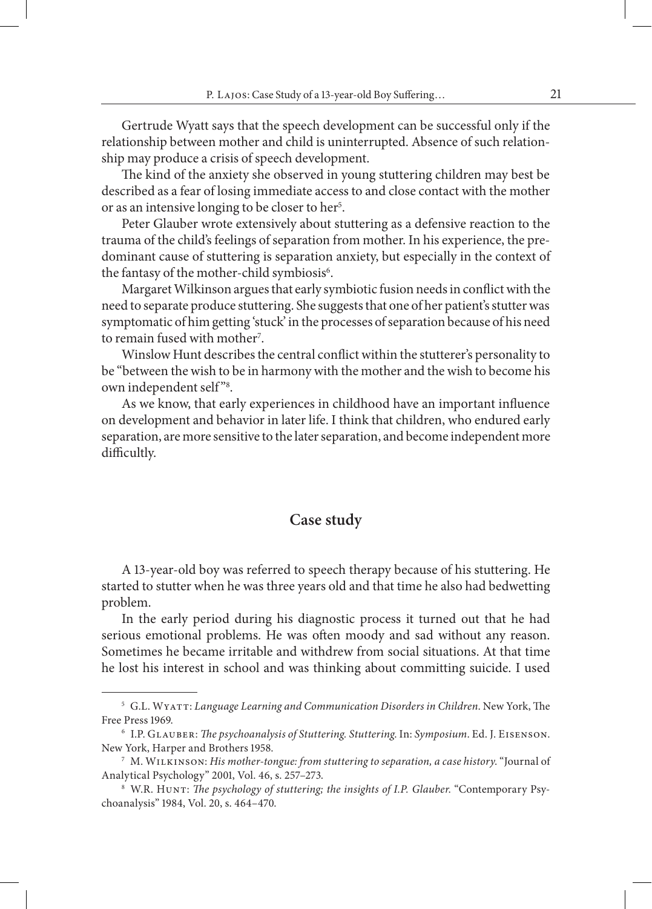Gertrude Wyatt says that the speech development can be successful only if the relationship between mother and child is uninterrupted. Absence of such relationship may produce a crisis of speech development.

The kind of the anxiety she observed in young stuttering children may best be described as a fear of losing immediate access to and close contact with the mother or as an intensive longing to be closer to her[5].

Peter Glauber wrote extensively about stuttering as a defensive reaction to the trauma of the child's feelings of separation from mother. In his experience, the predominant cause of stuttering is separation anxiety, but especially in the context of the fantasy of the mother-child symbiosis[6].

Margaret Wilkinson argues that early symbiotic fusion needs in conflict with the need to separate produce stuttering. She suggests that one of her patient's stutter was symptomatic of him getting 'stuck' in the processes of separation because of his need to remain fused with mother[7].

Winslow Hunt describes the central conflict within the stutterer's personality to be "between the wish to be in harmony with the mother and the wish to become his own independent self"[8].

As we know, that early experiences in childhood have an important influence on development and behavior in later life. I think that children, who endured early separation, are more sensitive to the later separation, and become independent more difficultly.

## Case study

A 13-year-old boy was referred to speech therapy because of his stuttering. He started to stutter when he was three years old and that time he also had bedwetting problem.

In the early period during his diagnostic process it turned out that he had serious emotional problems. He was often moody and sad without any reason. Sometimes he became irritable and withdrew from social situations. At that time he lost his interest in school and was thinking about committing suicide. I used

---

[5] G.L. Wyatt: *Language Learning and Communication Disorders in Children*. New York, The Free Press 1969.

[6] I.P. Glauber: *The psychoanalysis of Stuttering. Stuttering*. In: *Symposium*. Ed. J. Eisenson. New York, Harper and Brothers 1958.

[7] M. Wilkinson: *His mother-tongue: from stuttering to separation, a case history*. "Journal of Analytical Psychology" 2001, Vol. 46, s. 257–273.

[8] W.R. Hunt: *The psychology of stuttering; the insights of I.P. Glauber*. "Contemporary Psychoanalysis" 1984, Vol. 20, s. 464–470.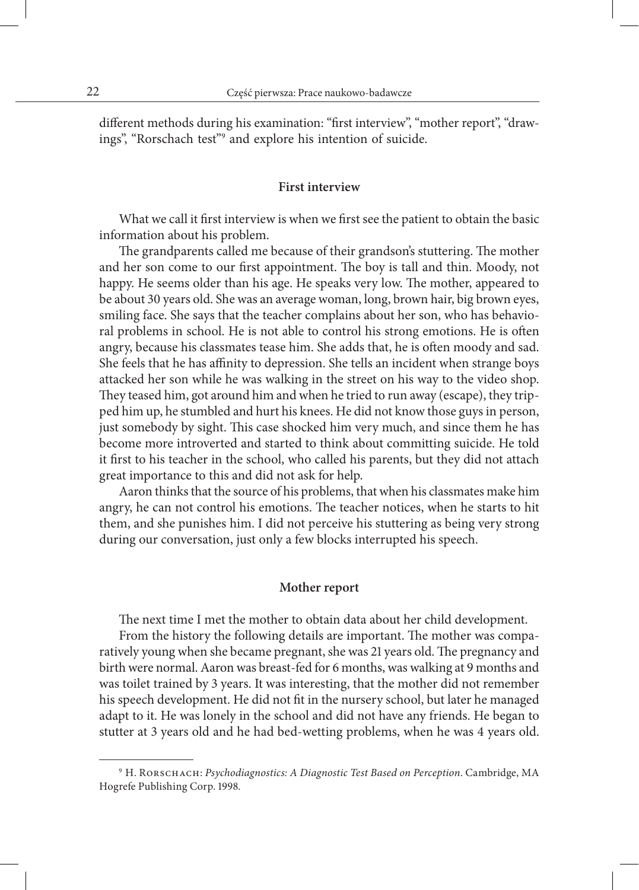different methods during his examination: "first interview", "mother report", "drawings", "Rorschach test"[9] and explore his intention of suicide.

## First interview

What we call it first interview is when we first see the patient to obtain the basic information about his problem.

The grandparents called me because of their grandson's stuttering. The mother and her son come to our first appointment. The boy is tall and thin. Moody, not happy. He seems older than his age. He speaks very low. The mother, appeared to be about 30 years old. She was an average woman, long, brown hair, big brown eyes, smiling face. She says that the teacher complains about her son, who has behavioral problems in school. He is not able to control his strong emotions. He is often angry, because his classmates tease him. She adds that, he is often moody and sad. She feels that he has affinity to depression. She tells an incident when strange boys attacked her son while he was walking in the street on his way to the video shop. They teased him, got around him and when he tried to run away (escape), they tripped him up, he stumbled and hurt his knees. He did not know those guys in person, just somebody by sight. This case shocked him very much, and since them he has become more introverted and started to think about committing suicide. He told it first to his teacher in the school, who called his parents, but they did not attach great importance to this and did not ask for help.

Aaron thinks that the source of his problems, that when his classmates make him angry, he can not control his emotions. The teacher notices, when he starts to hit them, and she punishes him. I did not perceive his stuttering as being very strong during our conversation, just only a few blocks interrupted his speech.

## Mother report

The next time I met the mother to obtain data about her child development.

From the history the following details are important. The mother was comparatively young when she became pregnant, she was 21 years old. The pregnancy and birth were normal. Aaron was breast-fed for 6 months, was walking at 9 months and was toilet trained by 3 years. It was interesting, that the mother did not remember his speech development. He did not fit in the nursery school, but later he managed adapt to it. He was lonely in the school and did not have any friends. He began to stutter at 3 years old and he had bed-wetting problems, when he was 4 years old.

---

[9] H. Rorschach: *Psychodiagnostics: A Diagnostic Test Based on Perception*. Cambridge, MA Hogrefe Publishing Corp. 1998.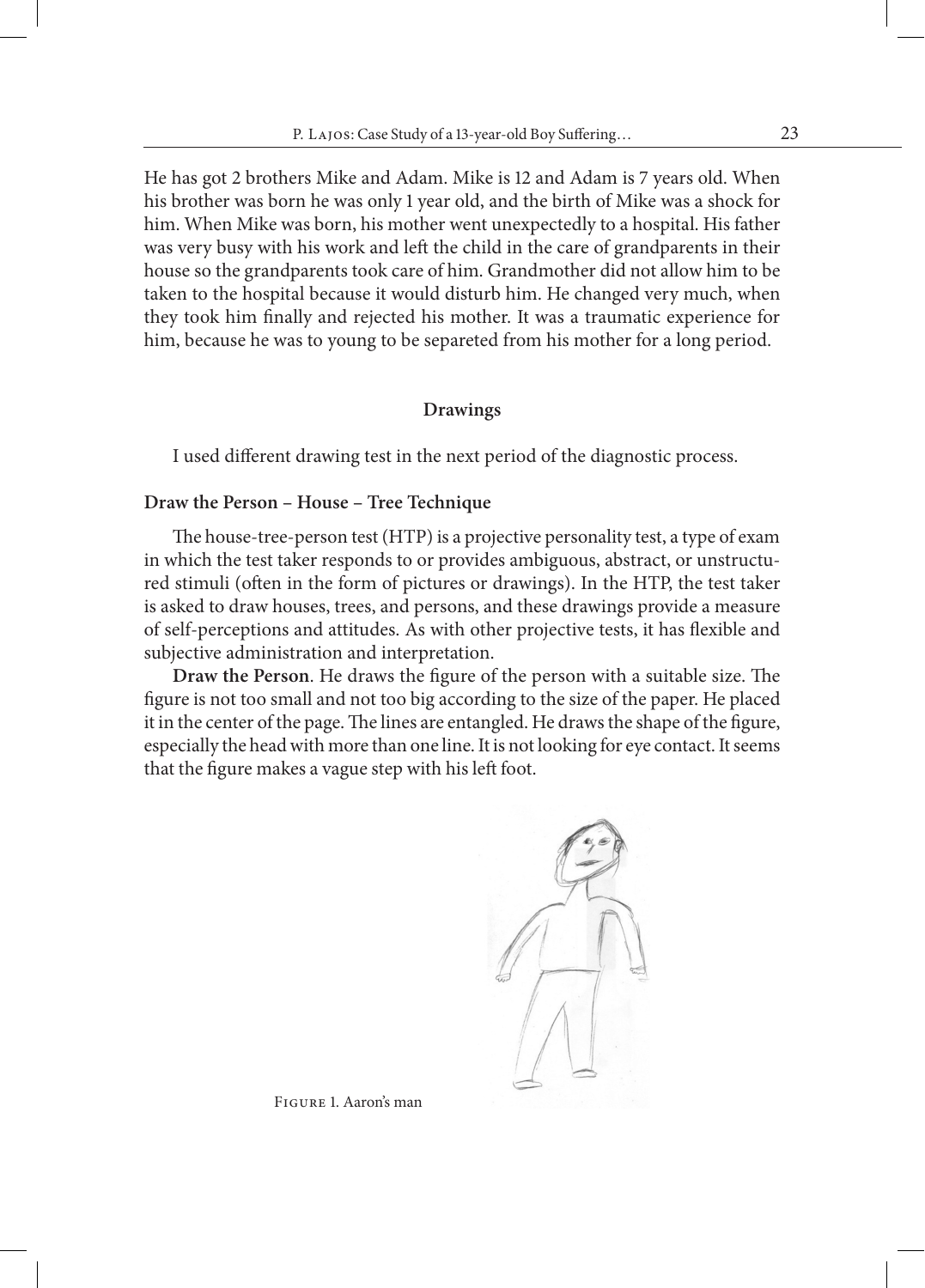He has got 2 brothers Mike and Adam. Mike is 12 and Adam is 7 years old. When his brother was born he was only 1 year old, and the birth of Mike was a shock for him. When Mike was born, his mother went unexpectedly to a hospital. His father was very busy with his work and left the child in the care of grandparents in their house so the grandparents took care of him. Grandmother did not allow him to be taken to the hospital because it would disturb him. He changed very much, when they took him finally and rejected his mother. It was a traumatic experience for him, because he was to young to be separeted from his mother for a long period.

## Drawings

I used different drawing test in the next period of the diagnostic process.

### Draw the Person – House – Tree Technique

The house-tree-person test (HTP) is a projective personality test, a type of exam in which the test taker responds to or provides ambiguous, abstract, or unstructured stimuli (often in the form of pictures or drawings). In the HTP, the test taker is asked to draw houses, trees, and persons, and these drawings provide a measure of self-perceptions and attitudes. As with other projective tests, it has flexible and subjective administration and interpretation.

**Draw the Person**. He draws the figure of the person with a suitable size. The figure is not too small and not too big according to the size of the paper. He placed it in the center of the page. The lines are entangled. He draws the shape of the figure, especially the head with more than one line. It is not looking for eye contact. It seems that the figure makes a vague step with his left foot.

Figure 1. Aaron's man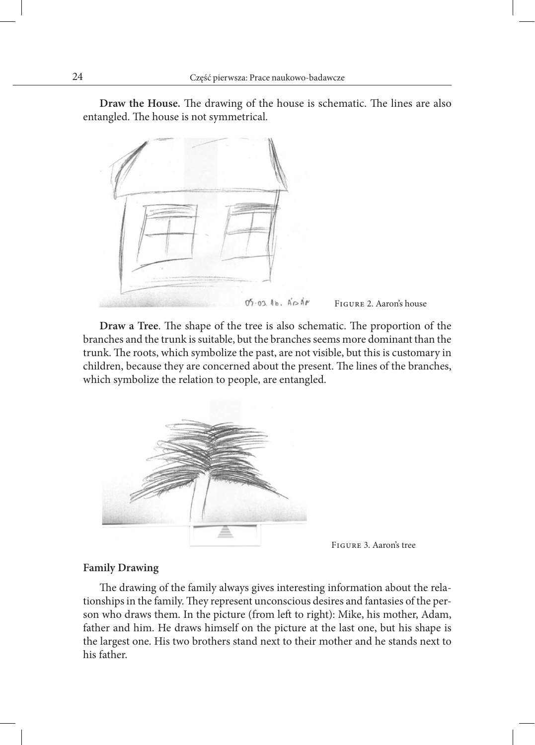**Draw the House.** The drawing of the house is schematic. The lines are also entangled. The house is not symmetrical.

Figure 2. Aaron's house

**Draw a Tree**. The shape of the tree is also schematic. The proportion of the branches and the trunk is suitable, but the branches seems more dominant than the trunk. The roots, which symbolize the past, are not visible, but this is customary in children, because they are concerned about the present. The lines of the branches, which symbolize the relation to people, are entangled.

Figure 3. Aaron's tree

**Family Drawing**

The drawing of the family always gives interesting information about the relationships in the family. They represent unconscious desires and fantasies of the person who draws them. In the picture (from left to right): Mike, his mother, Adam, father and him. He draws himself on the picture at the last one, but his shape is the largest one. His two brothers stand next to their mother and he stands next to his father.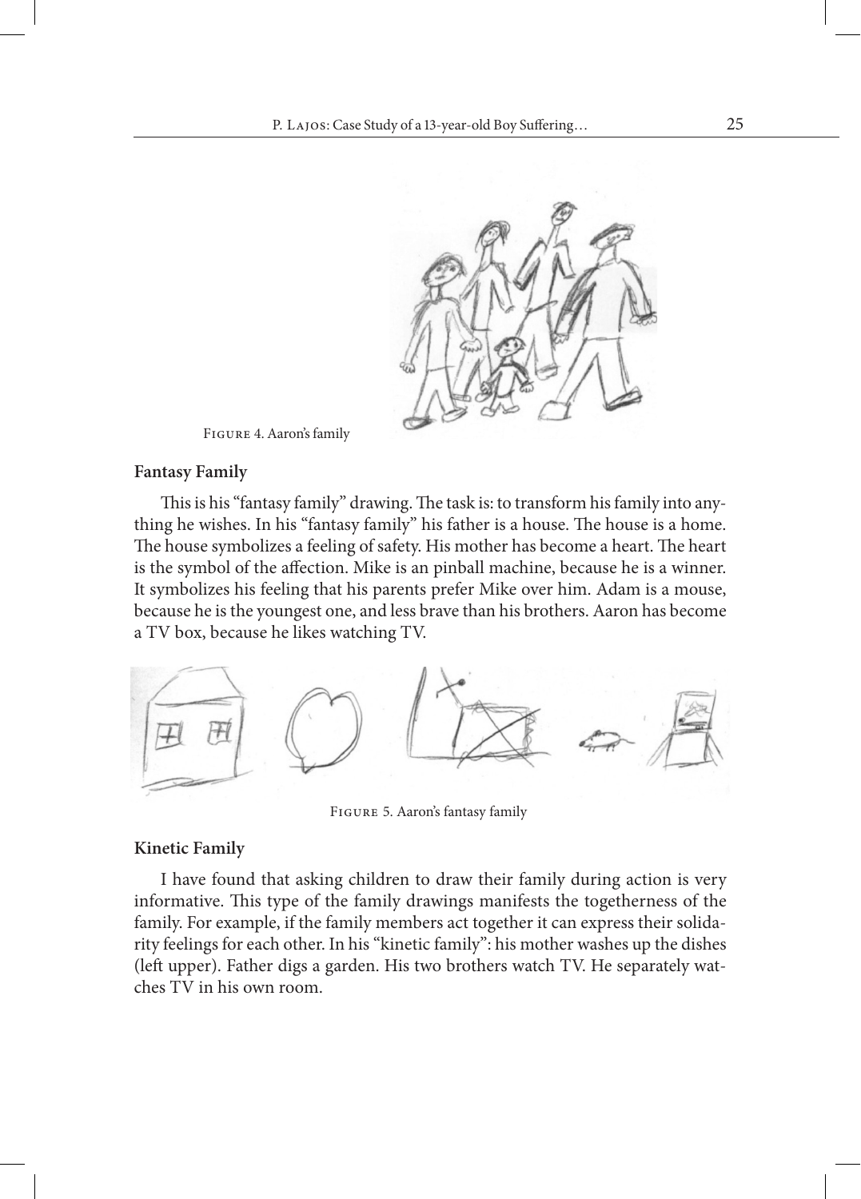Figure 4. Aaron's family

### Fantasy Family

This is his "fantasy family" drawing. The task is: to transform his family into anything he wishes. In his "fantasy family" his father is a house. The house is a home. The house symbolizes a feeling of safety. His mother has become a heart. The heart is the symbol of the affection. Mike is an pinball machine, because he is a winner. It symbolizes his feeling that his parents prefer Mike over him. Adam is a mouse, because he is the youngest one, and less brave than his brothers. Aaron has become a TV box, because he likes watching TV.

Figure 5. Aaron's fantasy family

### Kinetic Family

I have found that asking children to draw their family during action is very informative. This type of the family drawings manifests the togetherness of the family. For example, if the family members act together it can express their solidarity feelings for each other. In his "kinetic family": his mother washes up the dishes (left upper). Father digs a garden. His two brothers watch TV. He separately watches TV in his own room.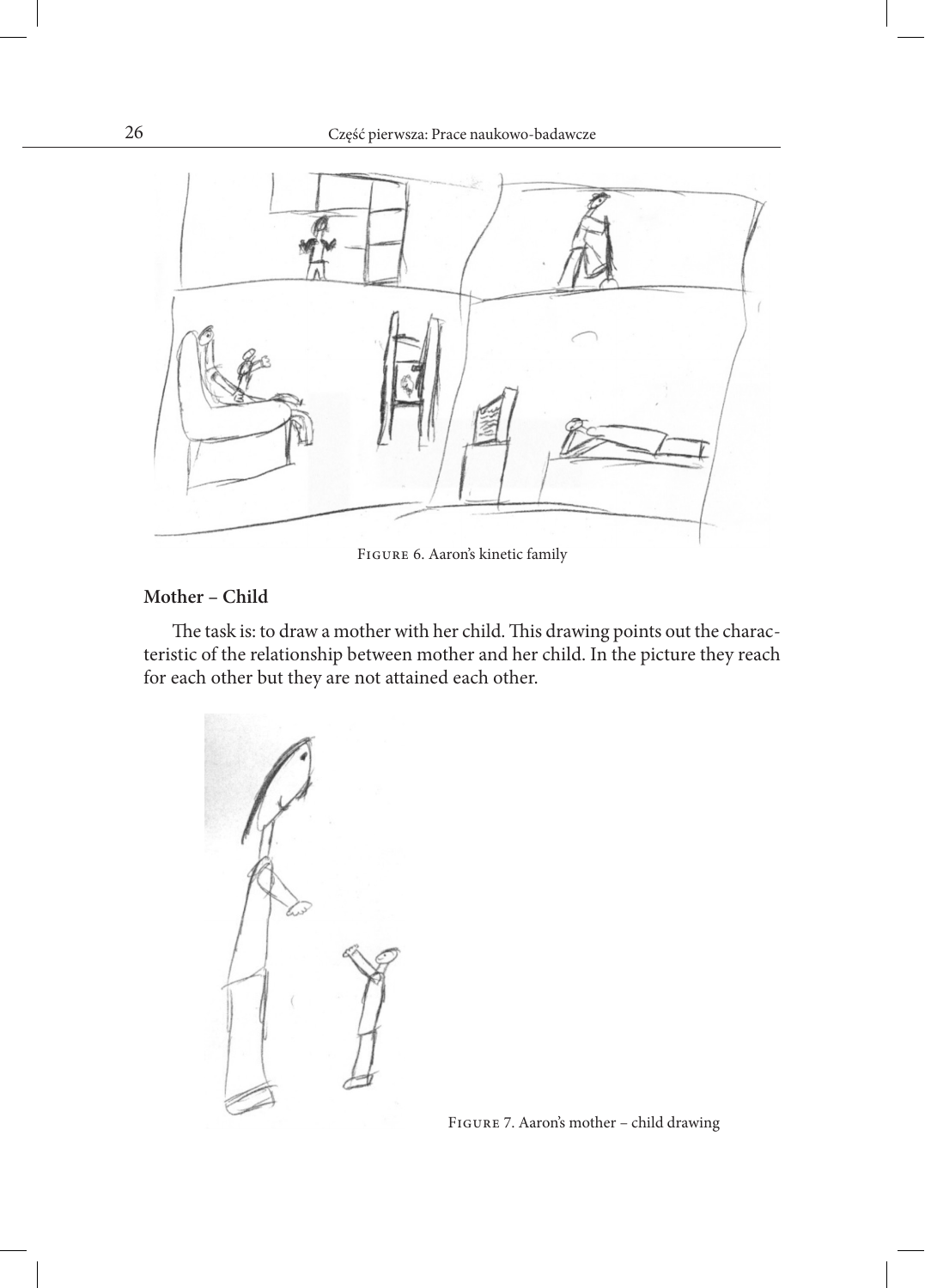Figure 6. Aaron's kinetic family

### Mother – Child

The task is: to draw a mother with her child. This drawing points out the characteristic of the relationship between mother and her child. In the picture they reach for each other but they are not attained each other.

Figure 7. Aaron's mother – child drawing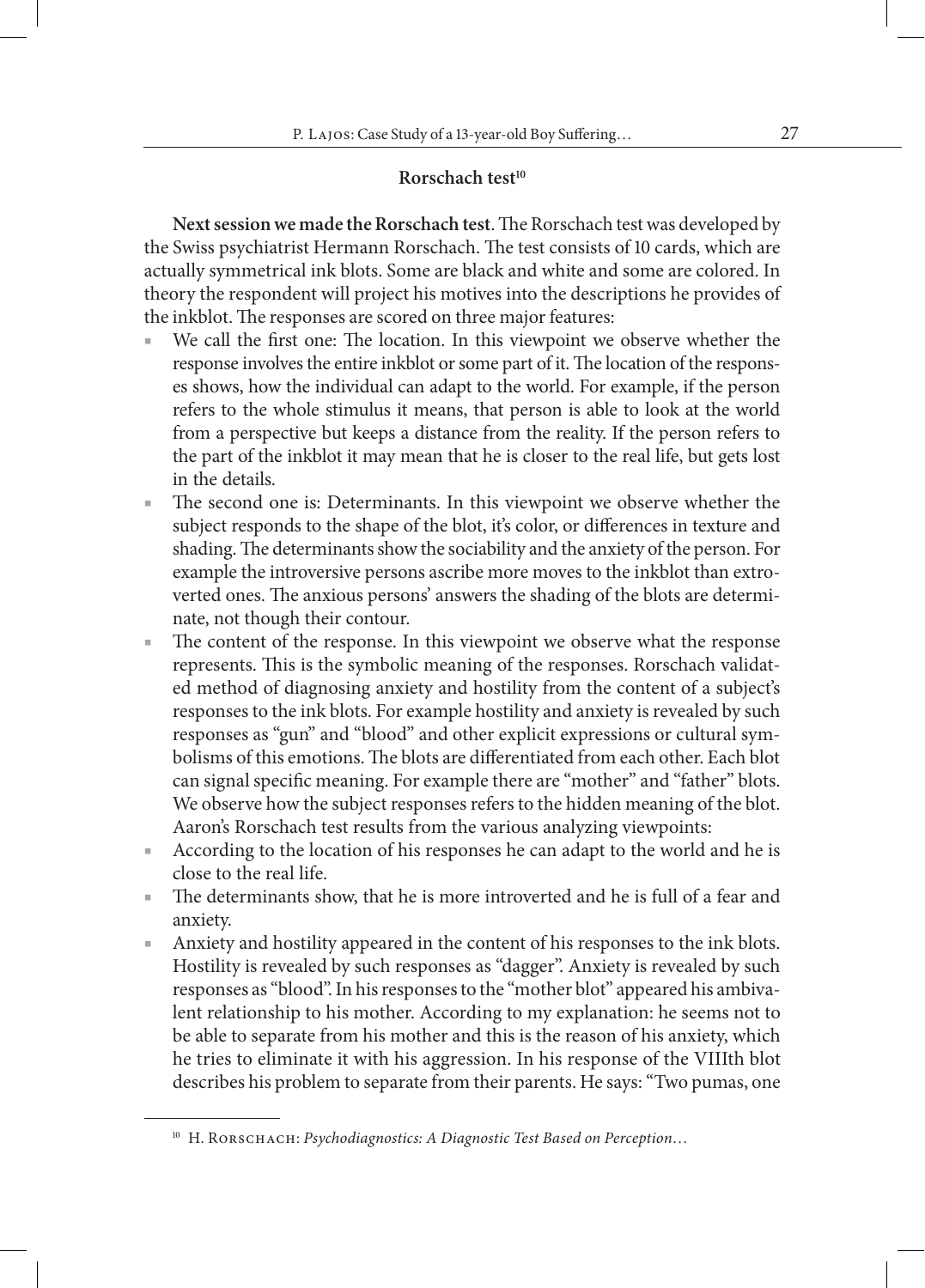### Rorschach test[10]

**Next session we made the Rorschach test**. The Rorschach test was developed by the Swiss psychiatrist Hermann Rorschach. The test consists of 10 cards, which are actually symmetrical ink blots. Some are black and white and some are colored. In theory the respondent will project his motives into the descriptions he provides of the inkblot. The responses are scored on three major features:

- We call the first one: The location. In this viewpoint we observe whether the response involves the entire inkblot or some part of it. The location of the responses shows, how the individual can adapt to the world. For example, if the person refers to the whole stimulus it means, that person is able to look at the world from a perspective but keeps a distance from the reality. If the person refers to the part of the inkblot it may mean that he is closer to the real life, but gets lost in the details.
- The second one is: Determinants. In this viewpoint we observe whether the subject responds to the shape of the blot, it's color, or differences in texture and shading. The determinants show the sociability and the anxiety of the person. For example the introversive persons ascribe more moves to the inkblot than extroverted ones. The anxious persons' answers the shading of the blots are determinate, not though their contour.
- The content of the response. In this viewpoint we observe what the response represents. This is the symbolic meaning of the responses. Rorschach validated method of diagnosing anxiety and hostility from the content of a subject's responses to the ink blots. For example hostility and anxiety is revealed by such responses as "gun" and "blood" and other explicit expressions or cultural symbolisms of this emotions. The blots are differentiated from each other. Each blot can signal specific meaning. For example there are "mother" and "father" blots. We observe how the subject responses refers to the hidden meaning of the blot.

Aaron's Rorschach test results from the various analyzing viewpoints:

- According to the location of his responses he can adapt to the world and he is close to the real life.
- The determinants show, that he is more introverted and he is full of a fear and anxiety.
- Anxiety and hostility appeared in the content of his responses to the ink blots. Hostility is revealed by such responses as "dagger". Anxiety is revealed by such responses as "blood". In his responses to the "mother blot" appeared his ambivalent relationship to his mother. According to my explanation: he seems not to be able to separate from his mother and this is the reason of his anxiety, which he tries to eliminate it with his aggression. In his response of the VIIIth blot describes his problem to separate from their parents. He says: "Two pumas, one

---

[10] H. Rorschach: *Psychodiagnostics: A Diagnostic Test Based on Perception…*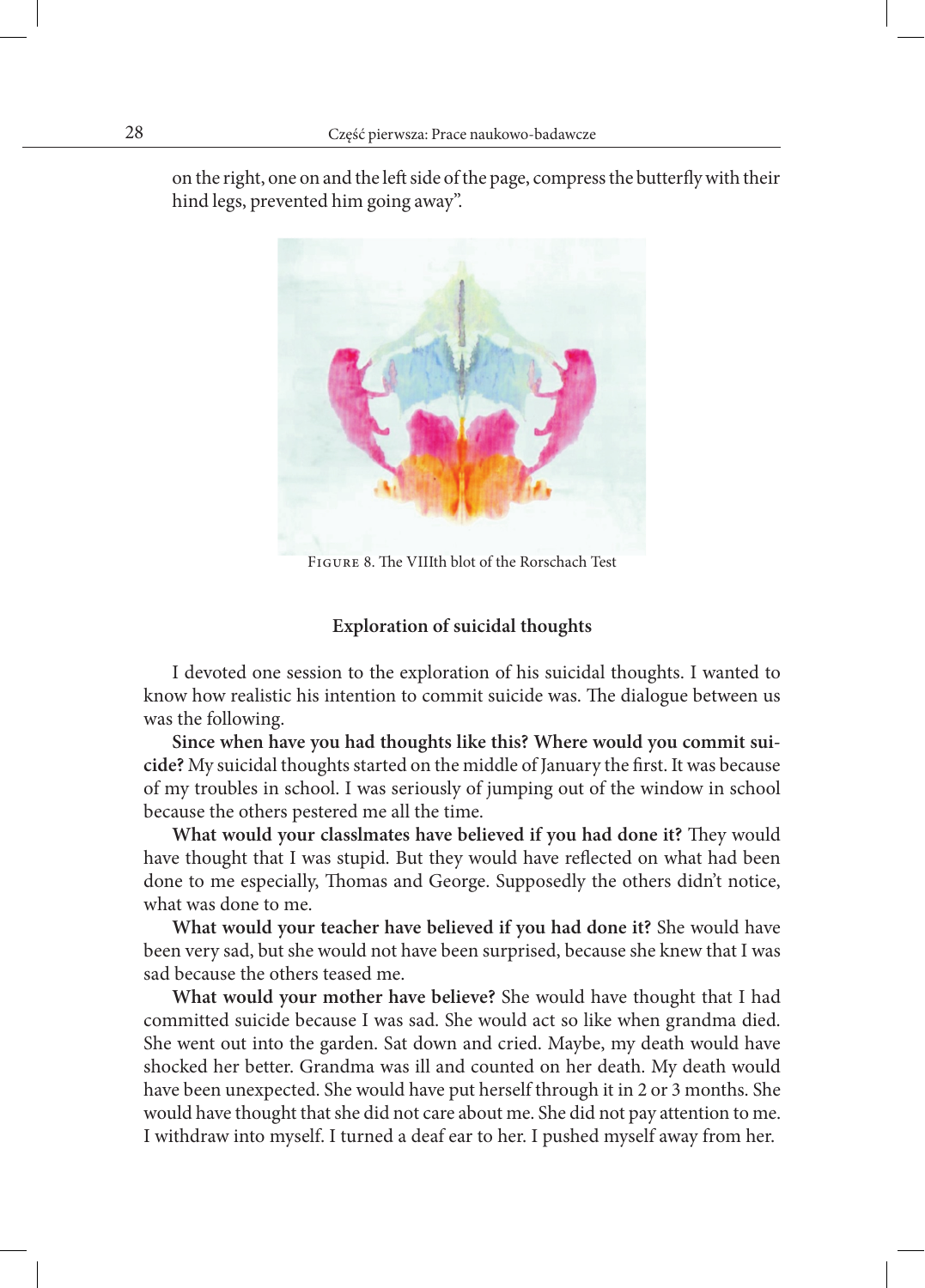on the right, one on and the left side of the page, compress the butterfly with their hind legs, prevented him going away".

Figure 8. The VIIIth blot of the Rorschach Test

### Exploration of suicidal thoughts

I devoted one session to the exploration of his suicidal thoughts. I wanted to know how realistic his intention to commit suicide was. The dialogue between us was the following.

**Since when have you had thoughts like this? Where would you commit suicide?** My suicidal thoughts started on the middle of January the first. It was because of my troubles in school. I was seriously of jumping out of the window in school because the others pestered me all the time.

**What would your classlmates have believed if you had done it?** They would have thought that I was stupid. But they would have reflected on what had been done to me especially, Thomas and George. Supposedly the others didn't notice, what was done to me.

**What would your teacher have believed if you had done it?** She would have been very sad, but she would not have been surprised, because she knew that I was sad because the others teased me.

**What would your mother have believe?** She would have thought that I had committed suicide because I was sad. She would act so like when grandma died. She went out into the garden. Sat down and cried. Maybe, my death would have shocked her better. Grandma was ill and counted on her death. My death would have been unexpected. She would have put herself through it in 2 or 3 months. She would have thought that she did not care about me. She did not pay attention to me. I withdraw into myself. I turned a deaf ear to her. I pushed myself away from her.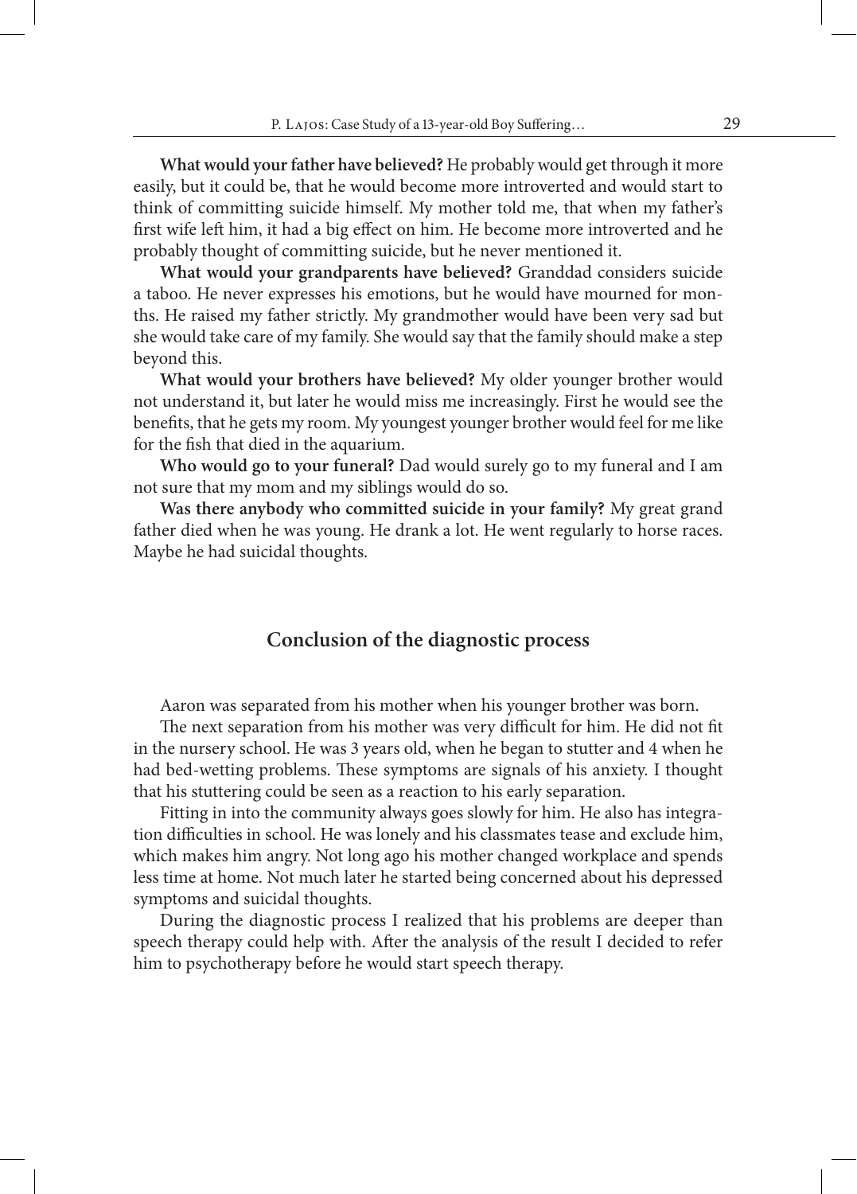**What would your father have believed?** He probably would get through it more easily, but it could be, that he would become more introverted and would start to think of committing suicide himself. My mother told me, that when my father's first wife left him, it had a big effect on him. He become more introverted and he probably thought of committing suicide, but he never mentioned it.

**What would your grandparents have believed?** Granddad considers suicide a taboo. He never expresses his emotions, but he would have mourned for months. He raised my father strictly. My grandmother would have been very sad but she would take care of my family. She would say that the family should make a step beyond this.

**What would your brothers have believed?** My older younger brother would not understand it, but later he would miss me increasingly. First he would see the benefits, that he gets my room. My youngest younger brother would feel for me like for the fish that died in the aquarium.

**Who would go to your funeral?** Dad would surely go to my funeral and I am not sure that my mom and my siblings would do so.

**Was there anybody who committed suicide in your family?** My great grand father died when he was young. He drank a lot. He went regularly to horse races. Maybe he had suicidal thoughts.

## Conclusion of the diagnostic process

Aaron was separated from his mother when his younger brother was born.

The next separation from his mother was very difficult for him. He did not fit in the nursery school. He was 3 years old, when he began to stutter and 4 when he had bed-wetting problems. These symptoms are signals of his anxiety. I thought that his stuttering could be seen as a reaction to his early separation.

Fitting in into the community always goes slowly for him. He also has integration difficulties in school. He was lonely and his classmates tease and exclude him, which makes him angry. Not long ago his mother changed workplace and spends less time at home. Not much later he started being concerned about his depressed symptoms and suicidal thoughts.

During the diagnostic process I realized that his problems are deeper than speech therapy could help with. After the analysis of the result I decided to refer him to psychotherapy before he would start speech therapy.